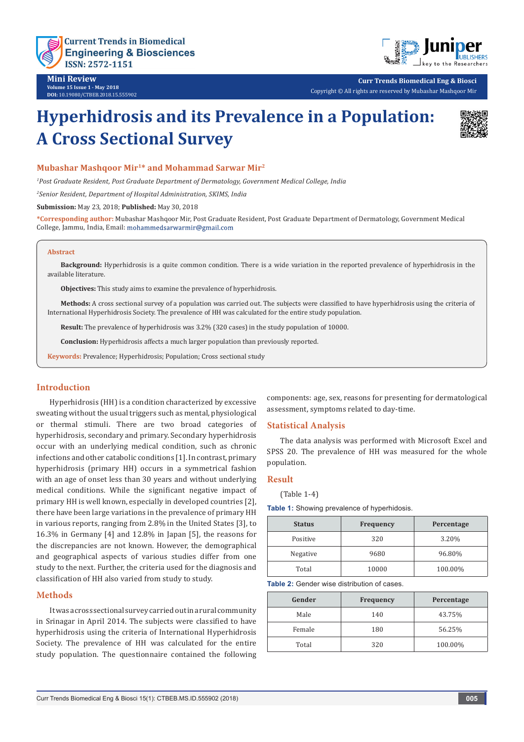Mini Review

# Hyperhidrosis and its Prevalence in a Population: A Cross Sectional Survey

**Mubashar Mashqoor Mir[1]* and Mohammad Sarwar Mir[2]**

[1]*Post Graduate Resident, Post Graduate Department of Dermatology, Government Medical College, India*

[2]*Senior Resident, Department of Hospital Administration, SKIMS, India*

**Submission:** May 23, 2018; **Published:** May 30, 2018

***Corresponding author:** Mubashar Mashqoor Mir, Post Graduate Resident, Post Graduate Department of Dermatology, Government Medical College, Jammu, India, Email: mohammedsarwarmir@gmail.com

## Abstract

**Background:** Hyperhidrosis is a quite common condition. There is a wide variation in the reported prevalence of hyperhidrosis in the available literature.

**Objectives:** This study aims to examine the prevalence of hyperhidrosis.

**Methods:** A cross sectional survey of a population was carried out. The subjects were classified to have hyperhidrosis using the criteria of International Hyperhidrosis Society. The prevalence of HH was calculated for the entire study population.

**Result:** The prevalence of hyperhidrosis was 3.2% (320 cases) in the study population of 10000.

**Conclusion:** Hyperhidrosis affects a much larger population than previously reported.

**Keywords:** Prevalence; Hyperhidrosis; Population; Cross sectional study

## Introduction

Hyperhidrosis (HH) is a condition characterized by excessive sweating without the usual triggers such as mental, physiological or thermal stimuli. There are two broad categories of hyperhidrosis, secondary and primary. Secondary hyperhidrosis occur with an underlying medical condition, such as chronic infections and other catabolic conditions [1]. In contrast, primary hyperhidrosis (primary HH) occurs in a symmetrical fashion with an age of onset less than 30 years and without underlying medical conditions. While the significant negative impact of primary HH is well known, especially in developed countries [2], there have been large variations in the prevalence of primary HH in various reports, ranging from 2.8% in the United States [3], to 16.3% in Germany [4] and 12.8% in Japan [5], the reasons for the discrepancies are not known. However, the demographical and geographical aspects of various studies differ from one study to the next. Further, the criteria used for the diagnosis and classification of HH also varied from study to study.

## Methods

It was a cross sectional survey carried out in a rural community in Srinagar in April 2014. The subjects were classified to have hyperhidrosis using the criteria of International Hyperhidrosis Society. The prevalence of HH was calculated for the entire study population. The questionnaire contained the following components: age, sex, reasons for presenting for dermatological assessment, symptoms related to day-time.

## Statistical Analysis

The data analysis was performed with Microsoft Excel and SPSS 20. The prevalence of HH was measured for the whole population.

## Result

(Table 1-4)

**Table 1:** Showing prevalence of hyperhidosis.

| Status | Frequency | Percentage |
|---|---|---|
| Positive | 320 | 3.20% |
| Negative | 9680 | 96.80% |
| Total | 10000 | 100.00% |

**Table 2:** Gender wise distribution of cases.

| Gender | Frequency | Percentage |
|---|---|---|
| Male | 140 | 43.75% |
| Female | 180 | 56.25% |
| Total | 320 | 100.00% |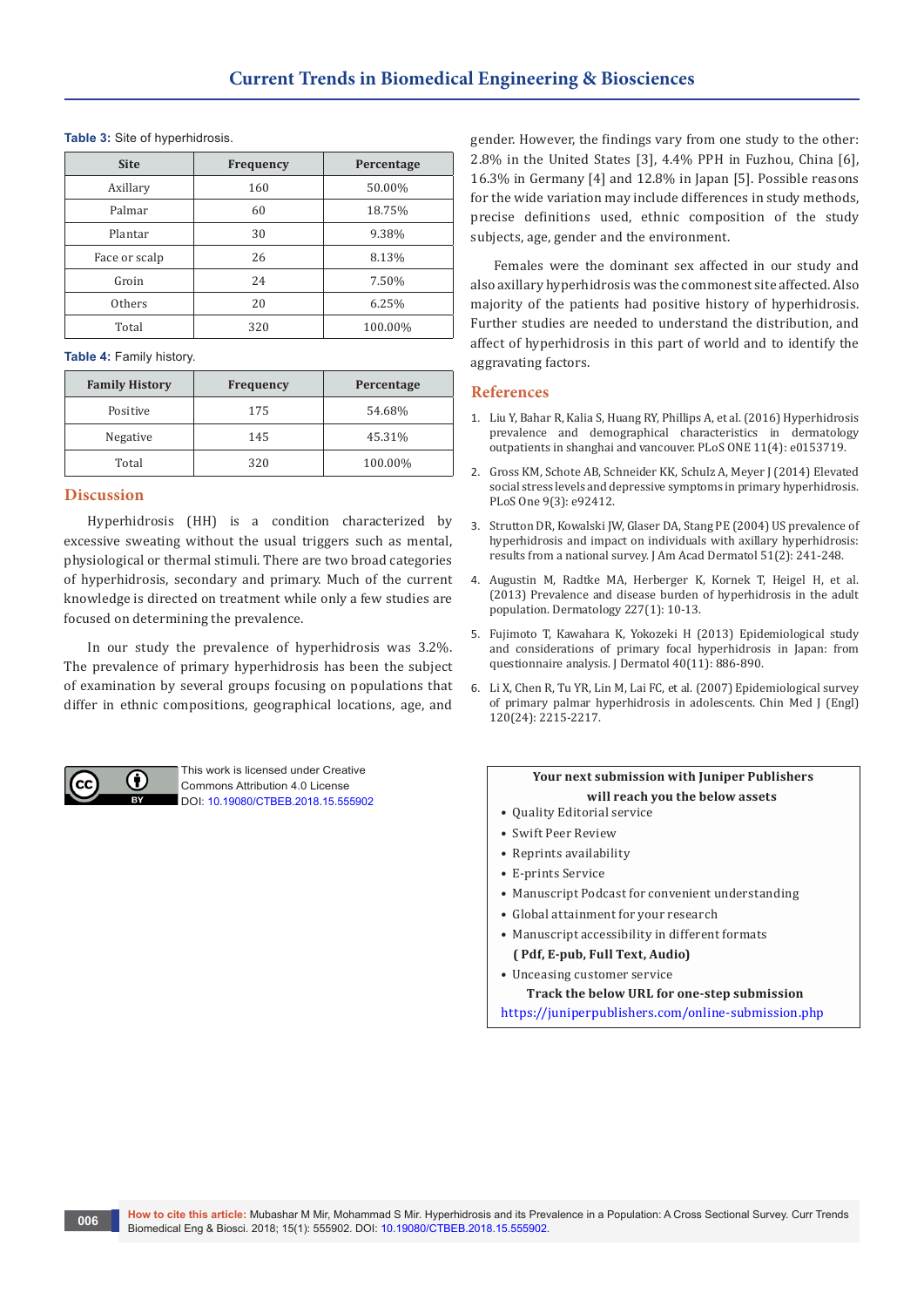**Table 3:** Site of hyperhidrosis.

| Site | Frequency | Percentage |
|---|---|---|
| Axillary | 160 | 50.00% |
| Palmar | 60 | 18.75% |
| Plantar | 30 | 9.38% |
| Face or scalp | 26 | 8.13% |
| Groin | 24 | 7.50% |
| Others | 20 | 6.25% |
| Total | 320 | 100.00% |

**Table 4:** Family history.

| Family History | Frequency | Percentage |
|---|---|---|
| Positive | 175 | 54.68% |
| Negative | 145 | 45.31% |
| Total | 320 | 100.00% |

## Discussion

Hyperhidrosis (HH) is a condition characterized by excessive sweating without the usual triggers such as mental, physiological or thermal stimuli. There are two broad categories of hyperhidrosis, secondary and primary. Much of the current knowledge is directed on treatment while only a few studies are focused on determining the prevalence.

In our study the prevalence of hyperhidrosis was 3.2%. The prevalence of primary hyperhidrosis has been the subject of examination by several groups focusing on populations that differ in ethnic compositions, geographical locations, age, and gender. However, the findings vary from one study to the other: 2.8% in the United States [3], 4.4% PPH in Fuzhou, China [6], 16.3% in Germany [4] and 12.8% in Japan [5]. Possible reasons for the wide variation may include differences in study methods, precise definitions used, ethnic composition of the study subjects, age, gender and the environment.

Females were the dominant sex affected in our study and also axillary hyperhidrosis was the commonest site affected. Also majority of the patients had positive history of hyperhidrosis. Further studies are needed to understand the distribution, and affect of hyperhidrosis in this part of world and to identify the aggravating factors.

## References

1. Liu Y, Bahar R, Kalia S, Huang RY, Phillips A, et al. (2016) Hyperhidrosis prevalence and demographical characteristics in dermatology outpatients in shanghai and vancouver. PLoS ONE 11(4): e0153719.
2. Gross KM, Schote AB, Schneider KK, Schulz A, Meyer J (2014) Elevated social stress levels and depressive symptoms in primary hyperhidrosis. PLoS One 9(3): e92412.
3. Strutton DR, Kowalski JW, Glaser DA, Stang PE (2004) US prevalence of hyperhidrosis and impact on individuals with axillary hyperhidrosis: results from a national survey. J Am Acad Dermatol 51(2): 241-248.
4. Augustin M, Radtke MA, Herberger K, Kornek T, Heigel H, et al. (2013) Prevalence and disease burden of hyperhidrosis in the adult population. Dermatology 227(1): 10-13.
5. Fujimoto T, Kawahara K, Yokozeki H (2013) Epidemiological study and considerations of primary focal hyperhidrosis in Japan: from questionnaire analysis. J Dermatol 40(11): 886-890.
6. Li X, Chen R, Tu YR, Lin M, Lai FC, et al. (2007) Epidemiological survey of primary palmar hyperhidrosis in adolescents. Chin Med J (Engl) 120(24): 2215-2217.

This work is licensed under Creative Commons Attribution 4.0 License
DOI: 10.19080/CTBEB.2018.15.555902

**Your next submission with Juniper Publishers will reach you the below assets**

- Quality Editorial service
- Swift Peer Review
- Reprints availability
- E-prints Service
- Manuscript Podcast for convenient understanding
- Global attainment for your research
- Manuscript accessibility in different formats
  **( Pdf, E-pub, Full Text, Audio)**
- Unceasing customer service

**Track the below URL for one-step submission**
https://juniperpublishers.com/online-submission.php

**How to cite this article:** Mubashar M Mir, Mohammad S Mir. Hyperhidrosis and its Prevalence in a Population: A Cross Sectional Survey. Curr Trends Biomedical Eng & Biosci. 2018; 15(1): 555902. DOI: 10.19080/CTBEB.2018.15.555902.